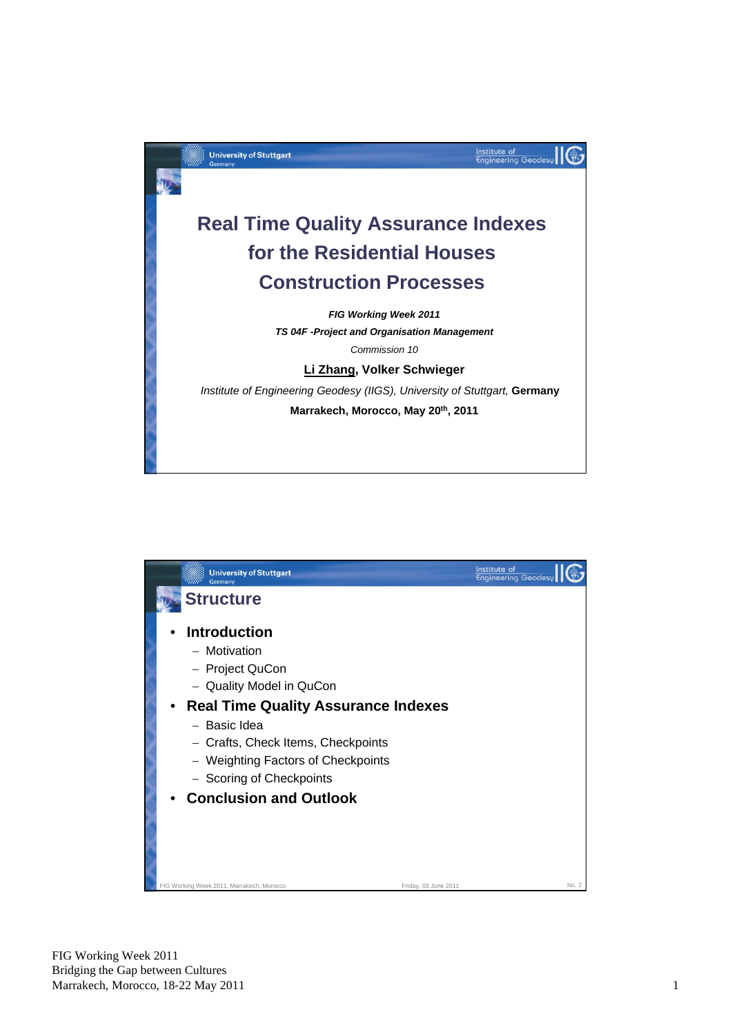# Real Time Quality Assurance Indexes for the Residential Houses Construction Processes

***FIG Working Week 2011***

***TS 04F -Project and Organisation Management***

*Commission 10*

**Li Zhang, Volker Schwieger**

*Institute of Engineering Geodesy (IIGS), University of Stuttgart,* **Germany**

**Marrakech, Morocco, May 20th, 2011**

## Structure

- **Introduction**
  - Motivation
  - Project QuCon
  - Quality Model in QuCon
- **Real Time Quality Assurance Indexes**
  - Basic Idea
  - Crafts, Check Items, Checkpoints
  - Weighting Factors of Checkpoints
  - Scoring of Checkpoints
- **Conclusion and Outlook**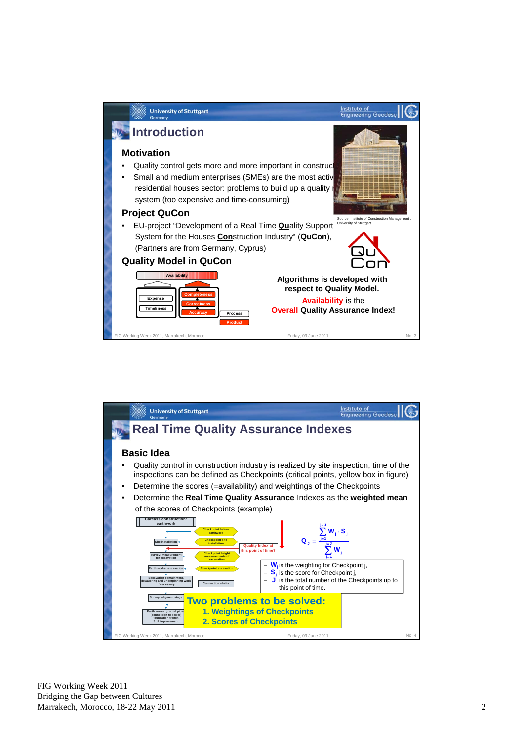## Introduction

### Motivation

- Quality control gets more and more important in construct
- Small and medium enterprises (SMEs) are the most activ residential houses sector: problems to build up a quality system (too expensive and time-consuming)

### Project QuCon

- EU-project "Development of a Real Time **Qu**ality Support System for the Houses **Con**struction Industry" (**QuCon**), (Partners are from Germany, Cyprus)

Source: Institute of Construction Management, University of Stuttgart

### Quality Model in QuCon

Availability

Expense, Timeliness, Completeness, Correctness, Accuracy, Process, Product

**Algorithms is developed with respect to Quality Model.**

**Availability** is the **Overall Quality Assurance Index!**

## Real Time Quality Assurance Indexes

### Basic Idea

- Quality control in construction industry is realized by site inspection, time of the inspections can be defined as Checkpoints (critical points, yellow box in figure)
- Determine the scores (=availability) and weightings of the Checkpoints
- Determine the **Real Time Quality Assurance** Indexes as the **weighted mean** of the scores of Checkpoints (example)

$$Q_J = \frac{\sum_{j=1}^{j=J} W_j \cdot S_j}{\sum_{j=1}^{j=J} W_j}$$

- $W_j$ is the weighting for Checkpoint j,
- $S_j$ is the score for Checkpoint j,
- $J$ is the total number of the Checkpoints up to this point of time.

Quality Index at this point of time?

**Two problems to be solved:**

1. **Weightings of Checkpoints**
2. **Scores of Checkpoints**

FIG Working Week 2011
Bridging the Gap between Cultures
Marrakech, Morocco, 18-22 May 2011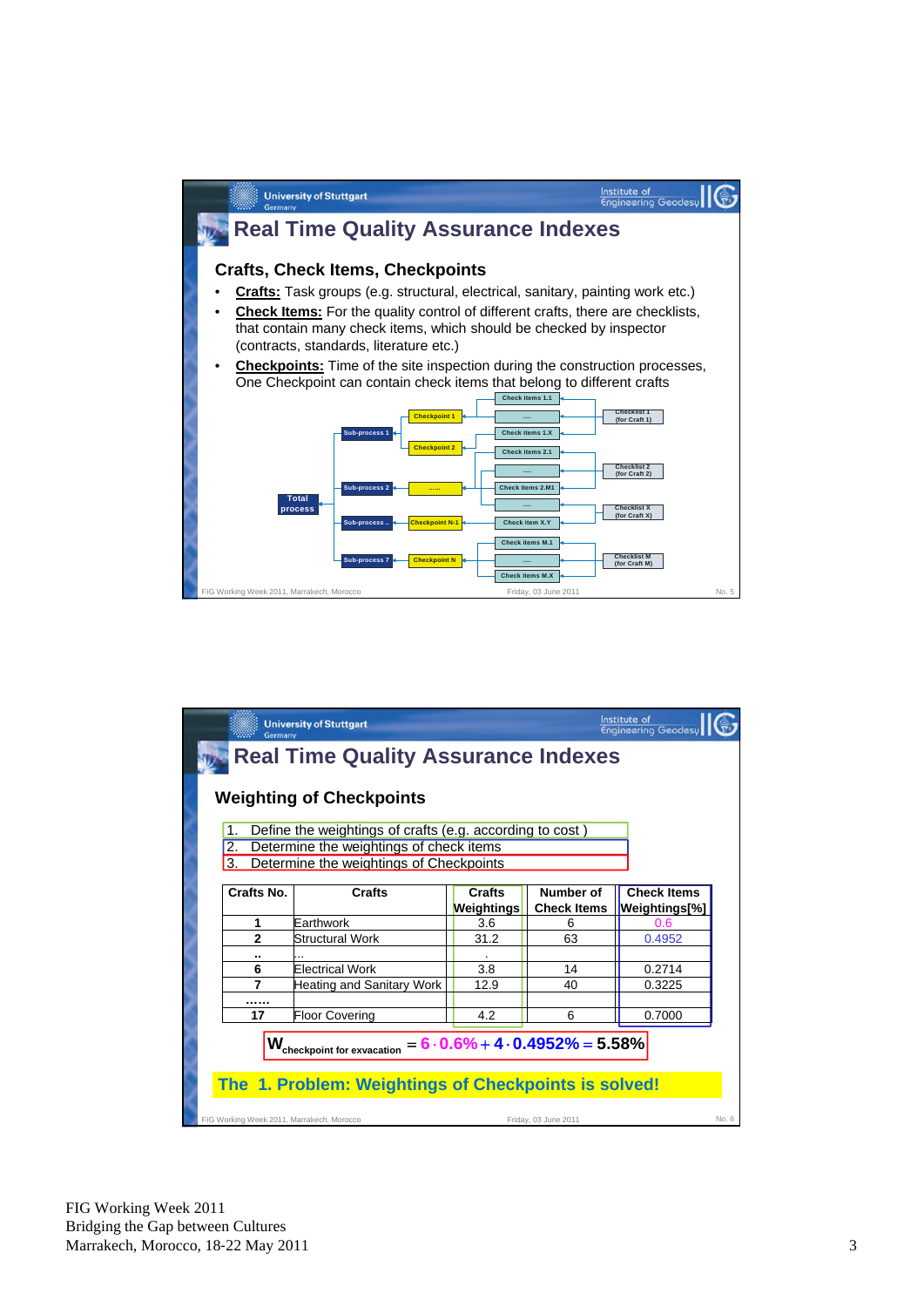## Real Time Quality Assurance Indexes

### Crafts, Check Items, Checkpoints

- **Crafts:** Task groups (e.g. structural, electrical, sanitary, painting work etc.)
- **Check Items:** For the quality control of different crafts, there are checklists, that contain many check items, which should be checked by inspector (contracts, standards, literature etc.)
- **Checkpoints:** Time of the site inspection during the construction processes, One Checkpoint can contain check items that belong to different crafts

Total process → Sub-process 1, Sub-process 2, Sub-process .., Sub-process 7 → Checkpoint 1, Checkpoint 2, ……, Checkpoint N-1, Checkpoint N → Check items 1.1, …., Check items 1.X, Check items 2.1, …., Check items 2.M1, …., Check item X.Y, Check items M.1, …., Check items M.X → Checklist 1 (for Craft 1), Checklist 2 (for Craft 2), Checklist X (for Craft X), Checklist M (for Craft M)

## Real Time Quality Assurance Indexes

### Weighting of Checkpoints

1. Define the weightings of crafts (e.g. according to cost )
2. Determine the weightings of check items
3. Determine the weightings of Checkpoints

| Crafts No. | Crafts | Crafts Weightings | Number of Check Items | Check Items Weightings[%] |
|---|---|---|---|---|
| 1 | Earthwork | 3.6 | 6 | 0.6 |
| 2 | Structural Work | 31.2 | 63 | 0.4952 |
| .. | ... | . | | |
| 6 | Electrical Work | 3.8 | 14 | 0.2714 |
| 7 | Heating and Sanitary Work | 12.9 | 40 | 0.3225 |
| …… | | | | |
| 17 | Floor Covering | 4.2 | 6 | 0.7000 |

$$W_{\text{checkpoint for exvacation}} = 6 \cdot 0.6\% + 4 \cdot 0.4952\% = 5.58\%$$

**The 1. Problem: Weightings of Checkpoints is solved!**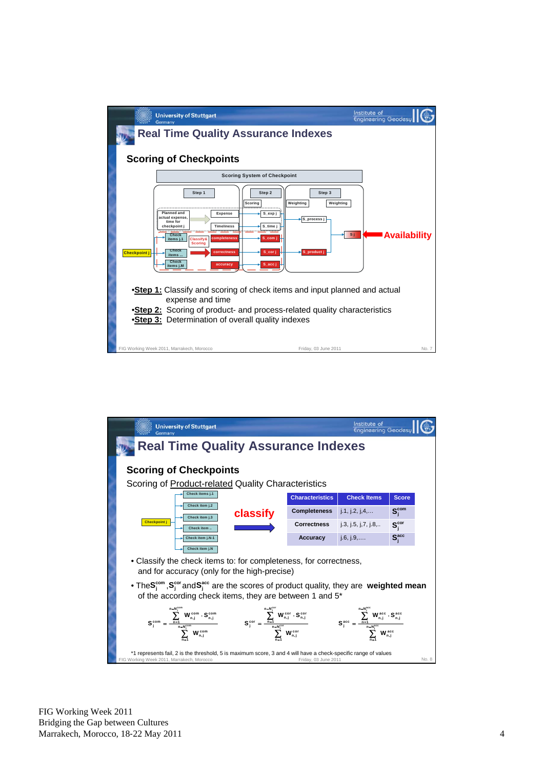## Real Time Quality Assurance Indexes

### Scoring of Checkpoints

Scoring System of Checkpoint

Step 1 | Step 2 | Step 3

Planned and actual expense, time for checkpoint j → Expense, Timeliness → S_exp j, S_time j → S_process j

Check items j.1, Check items ..., Check items j.M → Classify& Scoring → completeness, correctness, accuracy → S_com j, S_cor j, S_acc j → S_product j

Checkpoint j → ... → S j ← Availability

- **Step 1:** Classify and scoring of check items and input planned and actual expense and time
- **Step 2:** Scoring of product- and process-related quality characteristics
- **Step 3:** Determination of overall quality indexes

## Real Time Quality Assurance Indexes

### Scoring of Checkpoints

Scoring of Product-related Quality Characteristics

Checkpoint j → Check items j.1, Check item j.2, Check item j.3, Check item .., Check item j.N-1, Check item j.N → classify

| Characteristics | Check Items | Score |
|---|---|---|
| Completeness | j.1, j.2, j.4,… | $S_j^{com}$ |
| Correctness | j.3, j.5, j.7, j.8,.. | $S_j^{cor}$ |
| Accuracy | j.6, j.9,…. | $S_j^{acc}$ |

- Classify the check items to: for completeness, for correctness, and for accuracy (only for the high-precise)
- The $S_j^{com}$, $S_j^{cor}$ and $S_j^{acc}$ are the scores of product quality, they are **weighted mean** of the according check items, they are between 1 and 5*

$$S_j^{com} = \frac{\sum_{n=1}^{n=N_j^{com}} w_{n,j}^{com} \cdot s_{n,j}^{com}}{\sum_{n=1}^{n=N_j^{com}} w_{n,j}^{com}} \qquad S_j^{cor} = \frac{\sum_{n=1}^{n=N_j^{cor}} w_{n,j}^{cor} \cdot s_{n,j}^{cor}}{\sum_{n=1}^{n=N_j^{cor}} w_{n,j}^{cor}} \qquad S_j^{acc} = \frac{\sum_{n=1}^{n=N_j^{acc}} w_{n,j}^{acc} \cdot s_{n,j}^{acc}}{\sum_{n=1}^{n=N_j^{acc}} w_{n,j}^{acc}}$$

*1 represents fail, 2 is the threshold, 5 is maximum score, 3 and 4 will have a check-specific range of values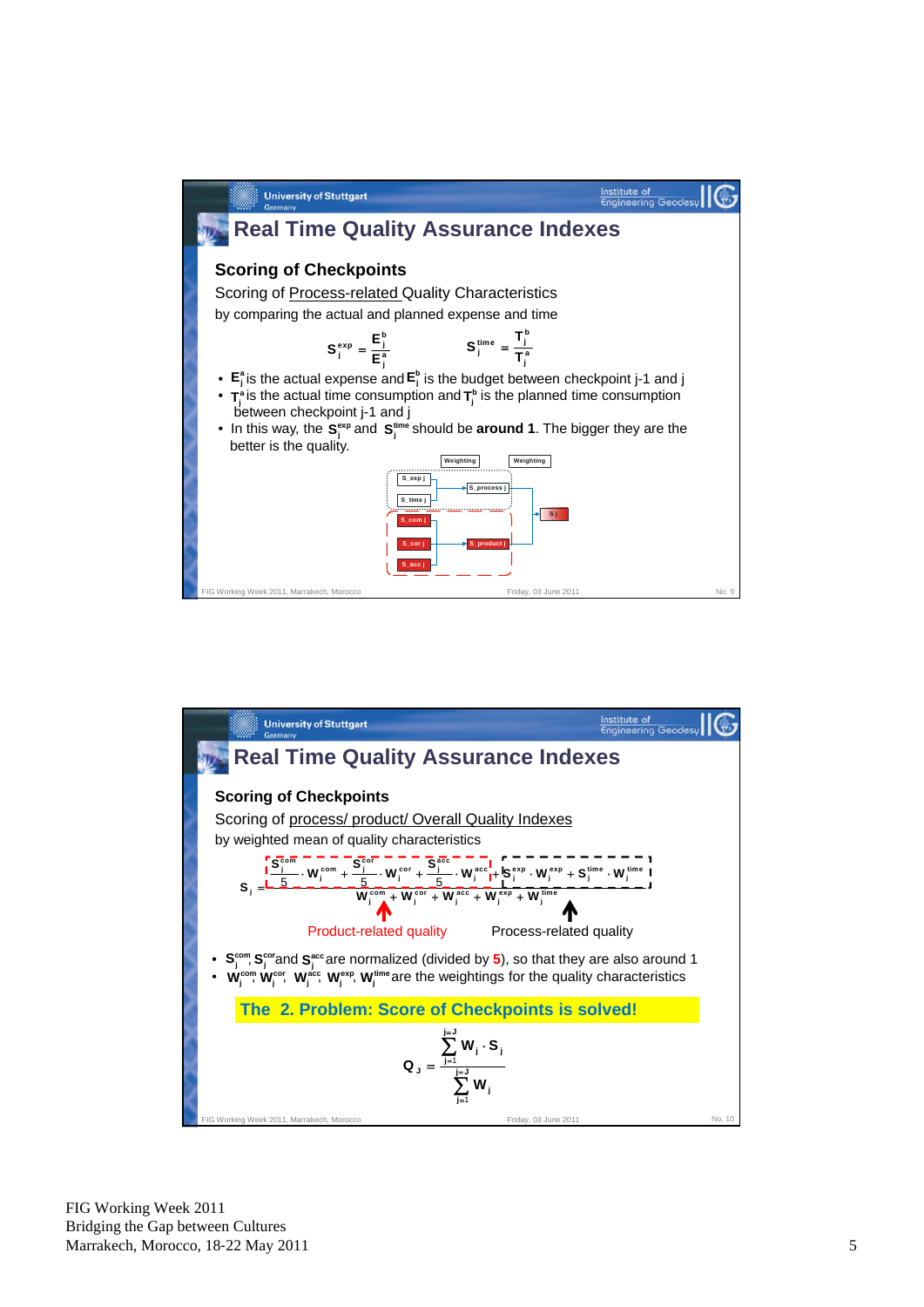## Real Time Quality Assurance Indexes

### Scoring of Checkpoints

Scoring of Process-related Quality Characteristics

by comparing the actual and planned expense and time

$$S_j^{exp} = \frac{E_j^b}{E_j^a} \qquad S_j^{time} = \frac{T_j^b}{T_j^a}$$

- $E_j^a$ is the actual expense and $E_j^b$ is the budget between checkpoint j-1 and j
- $T_j^a$ is the actual time consumption and $T_j^b$ is the planned time consumption between checkpoint j-1 and j
- In this way, the $S_j^{exp}$ and $S_j^{time}$ should be **around 1**. The bigger they are the better is the quality.

Weighting | Weighting

S_exp j, S_time j → S_process j

S_com j, S_cor j, S_acc j → S_product j

S_process j, S_product j → S j

## Real Time Quality Assurance Indexes

### Scoring of Checkpoints

Scoring of process/ product/ Overall Quality Indexes

by weighted mean of quality characteristics

$$S_j = \frac{\frac{S_j^{com}}{5} \cdot W_j^{com} + \frac{S_j^{cor}}{5} \cdot W_j^{cor} + \frac{S_j^{acc}}{5} \cdot W_j^{acc} + S_j^{exp} \cdot W_j^{exp} + S_j^{time} \cdot W_j^{time}}{W_j^{com} + W_j^{cor} + W_j^{acc} + W_j^{exp} + W_j^{time}}$$

Product-related quality | Process-related quality

- $S_j^{com}$, $S_j^{cor}$ and $S_j^{acc}$ are normalized (divided by **5**), so that they also around 1
- $W_j^{com}$, $W_j^{cor}$, $W_j^{acc}$, $W_j^{exp}$, $W_j^{time}$ are the weightings for the quality characteristics

**The 2. Problem: Score of Checkpoints is solved!**

$$Q_J = \frac{\sum_{j=1}^{j=J} W_j \cdot S_j}{\sum_{j=1}^{j=J} W_j}$$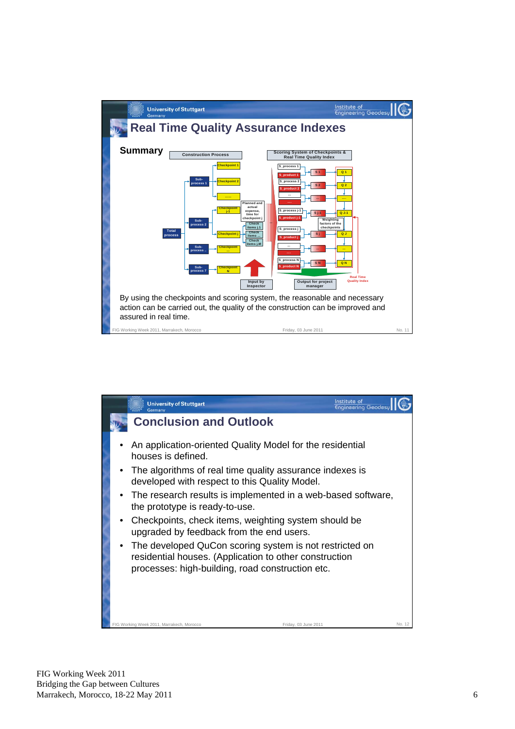## Real Time Quality Assurance Indexes

### Summary

Construction Process

Scoring System of Checkpoints & Real Time Quality Index

Total process

Sub-process 1 | Sub-process 2 | Sub-process .. | Sub-process 7

Checkpoint 1 | Checkpoint 2 | ...... | Checkpoint j-1 | Checkpoint j | Checkpoint ... | Checkpoint N

Planned and actual expense, time for checkpoint j

Check items j.1 | Check items ... | Check items j.M

S_process 1 | S_product 1 | S_process 2 | S_product 2 | ... | .... | S_process j-1 | S_product j-1 | S_process j | S_product j | ... | .... | S_process N | S_product N

S 1 | S 2 | ... | S j-1 | S j | ... | S N

Q 1 | Q 2 | .... | Q J-1 | Q J | ... | Q N

Weighting factors of the checkpoints

Real Time Quality Index

Input by Inspector

Output for project manager

By using the checkpoints and scoring system, the reasonable and necessary action can be carried out, the quality of the construction can be improved and assured in real time.

## Conclusion and Outlook

- An application-oriented Quality Model for the residential houses is defined.
- The algorithms of real time quality assurance indexes is developed with respect to this Quality Model.
- The research results is implemented in a web-based software, the prototype is ready-to-use.
- Checkpoints, check items, weighting system should be upgraded by feedback from the end users.
- The developed QuCon scoring system is not restricted on residential houses. (Application to other construction processes: high-building, road construction etc.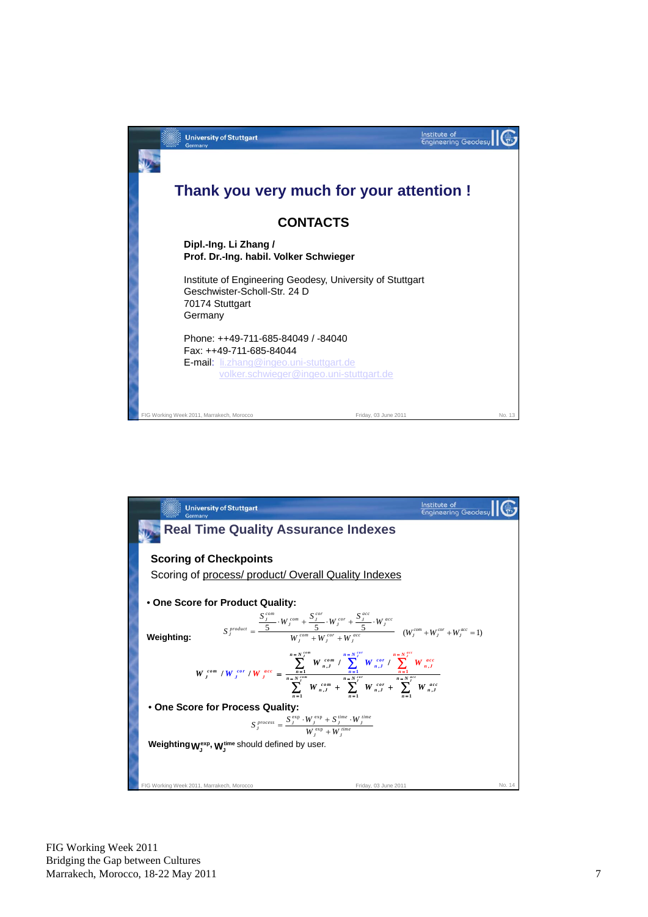## Thank you very much for your attention !

**CONTACTS**

**Dipl.-Ing. Li Zhang /**
**Prof. Dr.-Ing. habil. Volker Schwieger**

Institute of Engineering Geodesy, University of Stuttgart
Geschwister-Scholl-Str. 24 D
70174 Stuttgart
Germany

Phone: ++49-711-685-84049 / -84040
Fax: ++49-711-685-84044
E-mail: li.zhang@ingeo.uni-stuttgart.de
volker.schwieger@ingeo.uni-stuttgart.de

## Real Time Quality Assurance Indexes

**Scoring of Checkpoints**

Scoring of process/ product/ Overall Quality Indexes

- **One Score for Product Quality:**

**Weighting:**

$$S_J^{product} = \frac{\frac{S_J^{com}}{5} \cdot W_J^{com} + \frac{S_J^{cor}}{5} \cdot W_J^{cor} + \frac{S_J^{acc}}{5} \cdot W_J^{acc}}{W_J^{com} + W_J^{cor} + W_J^{acc}} \quad (W_J^{com} + W_J^{cor} + W_J^{acc} = 1)$$

$$W_J^{com} / W_J^{cor} / W_J^{acc} = \frac{\sum_{n=1}^{n=N_J^{com}} W_{n,J}^{com} \; / \; \sum_{n=1}^{n=N_J^{cor}} W_{n,J}^{cor} \; / \; \sum_{n=1}^{n=N_J^{acc}} W_{n,J}^{acc}}{\sum_{n=1}^{n=N_J^{com}} W_{n,J}^{com} + \sum_{n=1}^{n=N_J^{cor}} W_{n,J}^{cor} + \sum_{n=1}^{n=N_J^{acc}} W_{n,J}^{acc}}$$

- **One Score for Process Quality:**

$$S_J^{process} = \frac{S_J^{exp} \cdot W_J^{exp} + S_J^{time} \cdot W_J^{time}}{W_J^{exp} + W_J^{time}}$$

**Weighting** $W_J^{exp}$, $W_J^{time}$ should defined by user.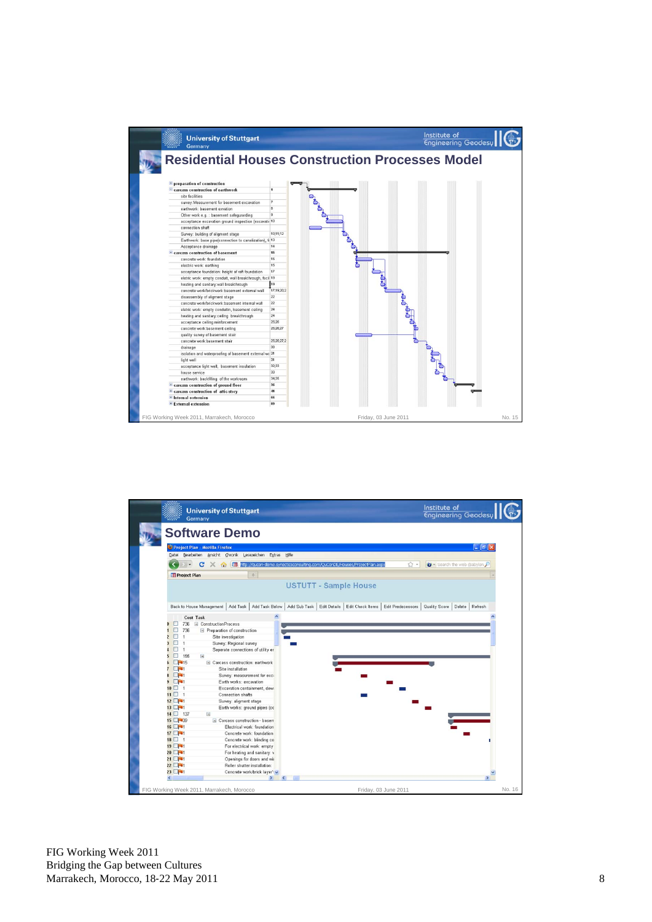University of Stuttgart
Germany

Institute of Engineering Geodesy

## Residential Houses Construction Processes Model

preparation of construction
carcass construction of earthwork
site facilities
survey: Measurement for basement excavation
earthwork: basement exvation
Other work e.g. : basement safeguarding
acceptance excavation ground inspection (excavatio
connection shaft
Survey: building of aligment stage
Earthwork: base pipe(connection to canalization), s
Acceptance drainage
carcass construction of basement
concrete work: foundation
electric work: earthing
acceptance foundation: height of raft foundation
eletric work: empty conduit, wall breakthrough, facil
heating and sanitary wall breakthrough
concrete work/brickwork basement external wall
disassembly of aligment stage
concrete work/brickwork basement internal wall
eletric work: empty condutin, basement ceiling
heating and sanitary:ceiling breakthrough
acceptance ceiling reinforcement
concrete work basement ceiling
quality survey of basement stair
concrete work basement stair
drainage
isolation and waterproofing of basement external wa
light well
acceptance light well, basement insulation
house service
earthwork: backfilling of the workroom
carcass construction of ground floor
carcass construction of attic story
Internal extension
External extension

FIG Working Week 2011, Marrakech, Morocco
Friday, 03 June 2011
No. 15

University of Stuttgart
Germany

Institute of Engineering Geodesy

## Software Demo

Project Plan - Mozilla Firefox

USTUTT - Sample House

Back to House Management | Add Task | Add Task Below | Add Sub Task | Edit Details | Edit Check Items | Edit Predecessors | Quality Score | Delete | Refresh

Cost Task
736 ConstructionProcess
736 Preparation of construction
1 Site investigation
1 Survey: Regional survey
1 Seperate connections of utility er
166
15 Carcass construction: earthwork
1 Site installation
1 Survey: measurement for exc
1 Earth works: excavation
1 Excavation containement, dew
1 Connection shafts
1 Survey: aligment stage
1 Earth works: ground pipes (cc
137
39 Carcass construction - basem
1 Electrical work: foundation
1 Concrete work: foundation
1 Concrete work: blinding co
1 For electrical work: empty
1 For heating and sanitary: v
1 Openings for doors and wi
1 Roller shutter installation
1 Concrete work/brick layer

FIG Working Week 2011, Marrakech, Morocco
Friday, 03 June 2011
No. 16